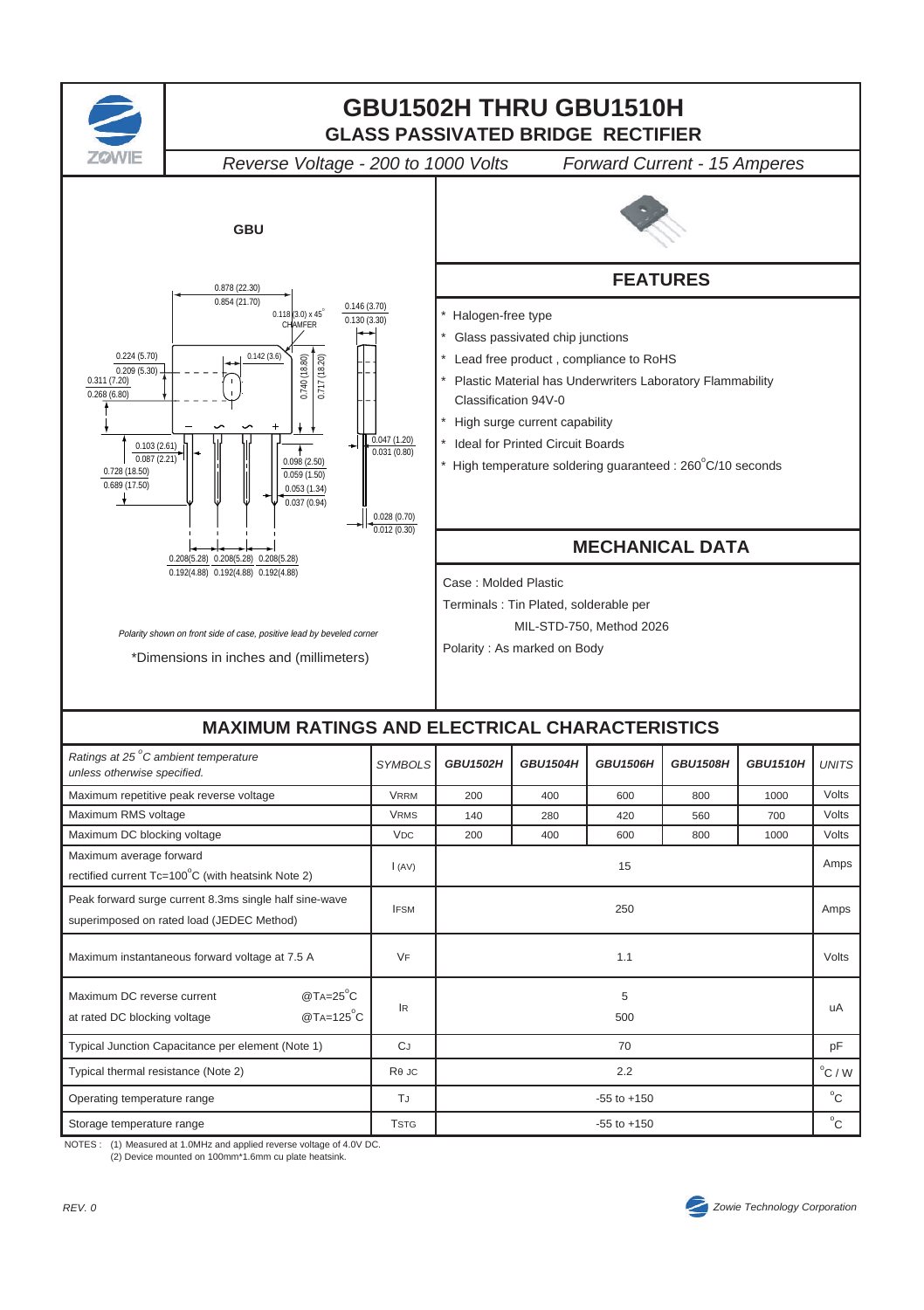# GBU1502H THRU GBU1510H

## GLASS PASSIVATED BRIDGE RECTIFIER

*Reverse Voltage - 200 to 1000 Volts* *Forward Current - 15 Amperes*

**GBU**

*Polarity shown on front side of case, positive lead by beveled corner*

*Dimensions in inches and (millimeters)

## FEATURES

- Halogen-free type
- Glass passivated chip junctions
- Lead free product , compliance to RoHS
- Plastic Material has Underwriters Laboratory Flammability Classification 94V-0
- High surge current capability
- Ideal for Printed Circuit Boards
- High temperature soldering guaranteed : 260°C/10 seconds

## MECHANICAL DATA

Case : Molded Plastic

Terminals : Tin Plated, solderable per MIL-STD-750, Method 2026

Polarity : As marked on Body

## MAXIMUM RATINGS AND ELECTRICAL CHARACTERISTICS

| *Ratings at 25°C ambient temperature unless otherwise specified.* | *SYMBOLS* | *GBU1502H* | *GBU1504H* | *GBU1506H* | *GBU1508H* | *GBU1510H* | *UNITS* |
|---|---|---|---|---|---|---|---|
| Maximum repetitive peak reverse voltage | $V_{RRM}$ | 200 | 400 | 600 | 800 | 1000 | Volts |
| Maximum RMS voltage | $V_{RMS}$ | 140 | 280 | 420 | 560 | 700 | Volts |
| Maximum DC blocking voltage | $V_{DC}$ | 200 | 400 | 600 | 800 | 1000 | Volts |
| Maximum average forward rectified current Tc=100°C (with heatsink Note 2) | $I_{(AV)}$ | 15 | | | | | Amps |
| Peak forward surge current 8.3ms single half sine-wave superimposed on rated load (JEDEC Method) | $I_{FSM}$ | 250 | | | | | Amps |
| Maximum instantaneous forward voltage at 7.5 A | $V_F$ | 1.1 | | | | | Volts |
| Maximum DC reverse current at rated DC blocking voltage @TA=25°C | $I_R$ | 5 | | | | | uA |
| Maximum DC reverse current at rated DC blocking voltage @TA=125°C | $I_R$ | 500 | | | | | uA |
| Typical Junction Capacitance per element (Note 1) | $C_J$ | 70 | | | | | pF |
| Typical thermal resistance (Note 2) | $R_{\theta JC}$ | 2.2 | | | | | °C / W |
| Operating temperature range | $T_J$ | -55 to +150 | | | | | °C |
| Storage temperature range | $T_{STG}$ | -55 to +150 | | | | | °C |

NOTES : (1) Measured at 1.0MHz and applied reverse voltage of 4.0V DC.
(2) Device mounted on 100mm*1.6mm cu plate heatsink.

REV. 0

Zowie Technology Corporation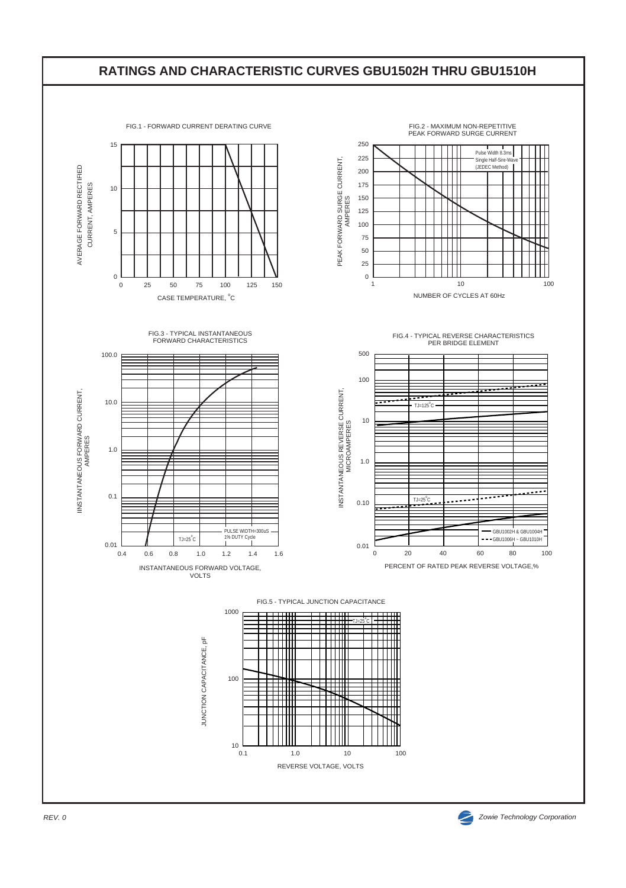# RATINGS AND CHARACTERISTIC CURVES GBU1502H THRU GBU1510H

FIG.1 - FORWARD CURRENT DERATING CURVE

AVERAGE FORWARD RECTIFIED CURRENT, AMPERES

15
10
5
0

0 25 50 75 100 125 150

CASE TEMPERATURE, °C

FIG.2 - MAXIMUM NON-REPETITIVE PEAK FORWARD SURGE CURRENT

PEAK FORWARD SURGE CURRENT, AMPERES

250
225
200
175
150
125
100
75
50
25
0

Pulse Width 8.3ms
Single Half-Sire-Wave
(JEDEC Method)

1 10 100

NUMBER OF CYCLES AT 60Hz

FIG.3 - TYPICAL INSTANTANEOUS FORWARD CHARACTERISTICS

INSTANTANEOUS FORWARD CURRENT, AMPERES

100.0
10.0
1.0
0.1
0.01

TJ=25°C

PULSE WIDTH=300uS
1% DUTY Cycle

0.4 0.6 0.8 1.0 1.2 1.4 1.6

INSTANTANEOUS FORWARD VOLTAGE, VOLTS

FIG.4 - TYPICAL REVERSE CHARACTERISTICS PER BRIDGE ELEMENT

INSTANTANEOUS REVERSE CURRENT, MICROAMPERES

500
100
10
1.0
0.10
0.01

TJ=125°C

TJ=25°C

GBU1002H & GBU1004H
GBU1006H ~ GBU1010H

0 20 40 60 80 100

PERCENT OF RATED PEAK REVERSE VOLTAGE,%

FIG.5 - TYPICAL JUNCTION CAPACITANCE

JUNCTION CAPACITANCE, pF

1000
100
10

TJ=25°C

0.1 1.0 10 100

REVERSE VOLTAGE, VOLTS